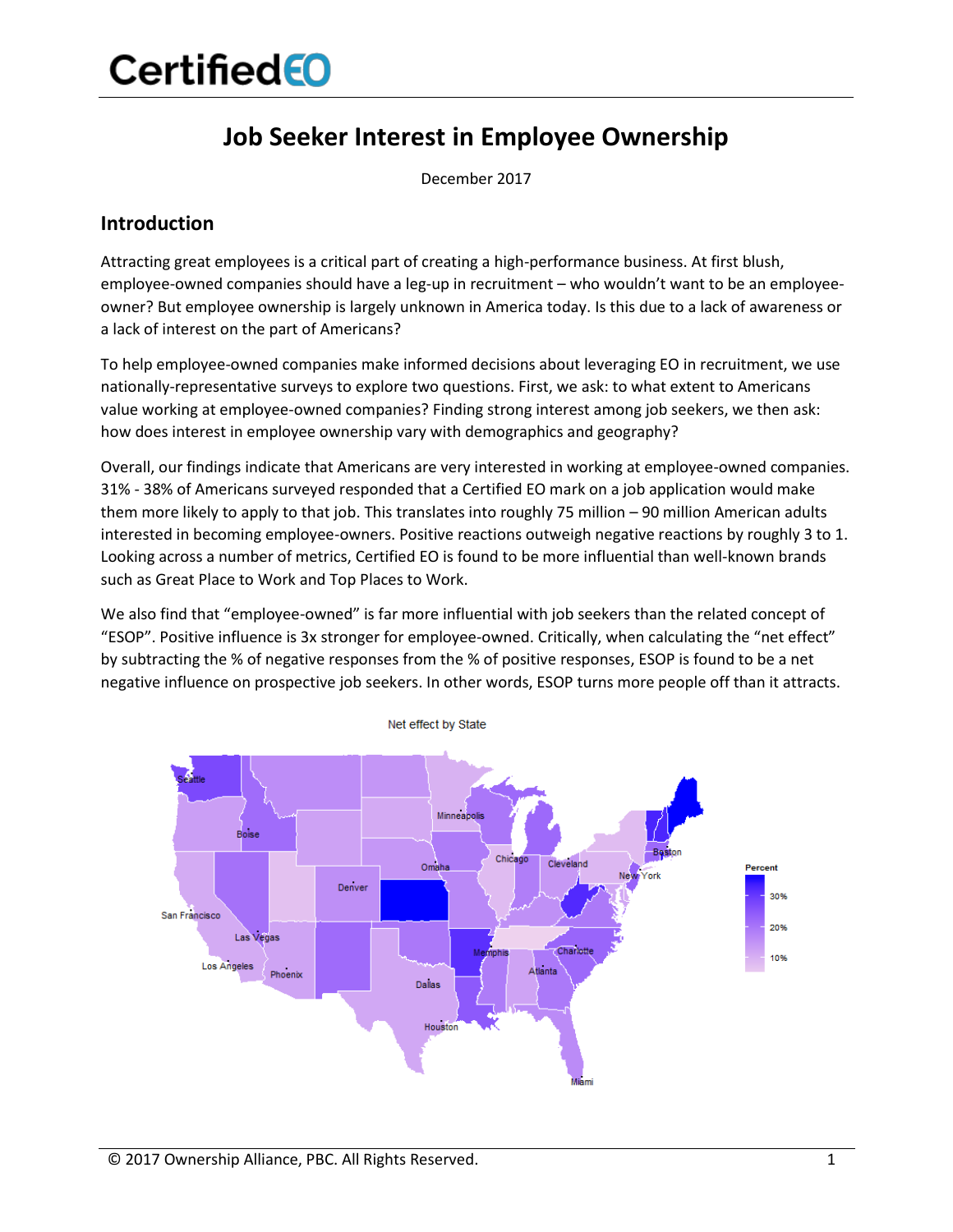# Job Seeker Interest in Employee Ownership

December 2017

## Introduction

Attracting great employees is a critical part of creating a high-performance business. At first blush, employee-owned companies should have a leg-up in recruitment – who wouldn't want to be an employee-owner? But employee ownership is largely unknown in America today. Is this due to a lack of awareness or a lack of interest on the part of Americans?

To help employee-owned companies make informed decisions about leveraging EO in recruitment, we use nationally-representative surveys to explore two questions. First, we ask: to what extent to Americans value working at employee-owned companies? Finding strong interest among job seekers, we then ask: how does interest in employee ownership vary with demographics and geography?

Overall, our findings indicate that Americans are very interested in working at employee-owned companies. 31% - 38% of Americans surveyed responded that a Certified EO mark on a job application would make them more likely to apply to that job. This translates into roughly 75 million – 90 million American adults interested in becoming employee-owners. Positive reactions outweigh negative reactions by roughly 3 to 1. Looking across a number of metrics, Certified EO is found to be more influential than well-known brands such as Great Place to Work and Top Places to Work.

We also find that "employee-owned" is far more influential with job seekers than the related concept of "ESOP". Positive influence is 3x stronger for employee-owned. Critically, when calculating the "net effect" by subtracting the % of negative responses from the % of positive responses, ESOP is found to be a net negative influence on prospective job seekers. In other words, ESOP turns more people off than it attracts.

Net effect by State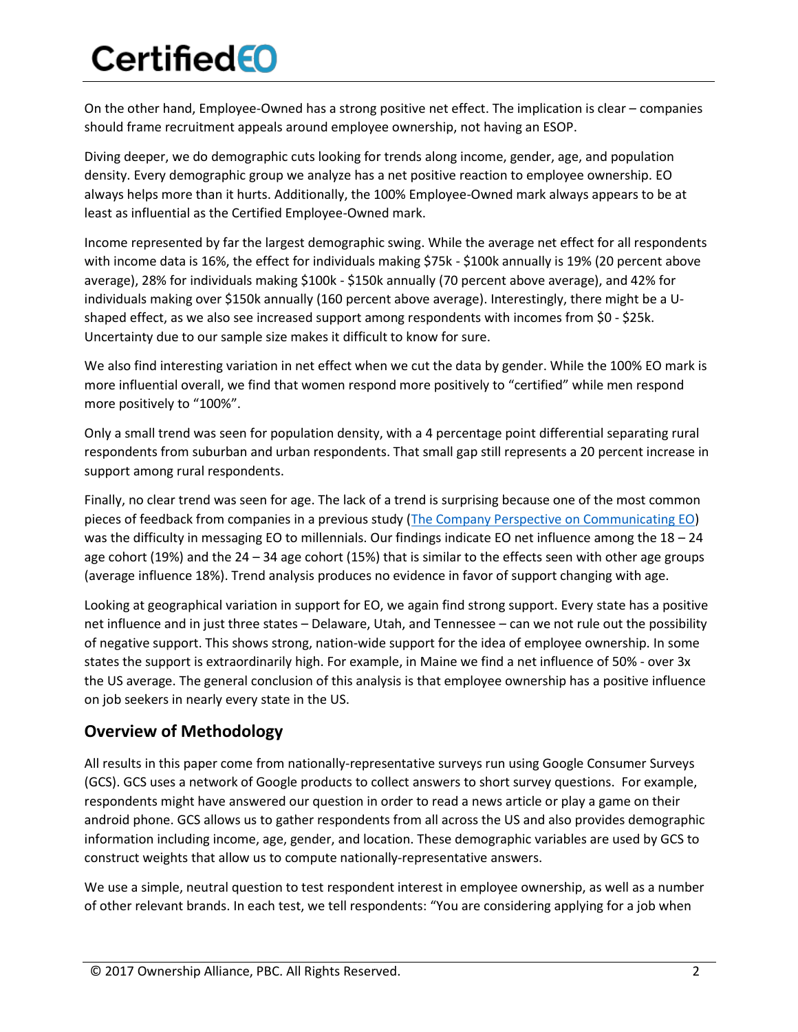On the other hand, Employee-Owned has a strong positive net effect. The implication is clear – companies should frame recruitment appeals around employee ownership, not having an ESOP.

Diving deeper, we do demographic cuts looking for trends along income, gender, age, and population density. Every demographic group we analyze has a net positive reaction to employee ownership. EO always helps more than it hurts. Additionally, the 100% Employee-Owned mark always appears to be at least as influential as the Certified Employee-Owned mark.

Income represented by far the largest demographic swing. While the average net effect for all respondents with income data is 16%, the effect for individuals making $75k - $100k annually is 19% (20 percent above average), 28% for individuals making $100k - $150k annually (70 percent above average), and 42% for individuals making over $150k annually (160 percent above average). Interestingly, there might be a U-shaped effect, as we also see increased support among respondents with incomes from $0 - $25k. Uncertainty due to our sample size makes it difficult to know for sure.

We also find interesting variation in net effect when we cut the data by gender. While the 100% EO mark is more influential overall, we find that women respond more positively to "certified" while men respond more positively to "100%".

Only a small trend was seen for population density, with a 4 percentage point differential separating rural respondents from suburban and urban respondents. That small gap still represents a 20 percent increase in support among rural respondents.

Finally, no clear trend was seen for age. The lack of a trend is surprising because one of the most common pieces of feedback from companies in a previous study ([The Company Perspective on Communicating EO]) was the difficulty in messaging EO to millennials. Our findings indicate EO net influence among the 18 – 24 age cohort (19%) and the 24 – 34 age cohort (15%) that is similar to the effects seen with other age groups (average influence 18%). Trend analysis produces no evidence in favor of support changing with age.

Looking at geographical variation in support for EO, we again find strong support. Every state has a positive net influence and in just three states – Delaware, Utah, and Tennessee – can we not rule out the possibility of negative support. This shows strong, nation-wide support for the idea of employee ownership. In some states the support is extraordinarily high. For example, in Maine we find a net influence of 50% - over 3x the US average. The general conclusion of this analysis is that employee ownership has a positive influence on job seekers in nearly every state in the US.

## Overview of Methodology

All results in this paper come from nationally-representative surveys run using Google Consumer Surveys (GCS). GCS uses a network of Google products to collect answers to short survey questions. For example, respondents might have answered our question in order to read a news article or play a game on their android phone. GCS allows us to gather respondents from all across the US and also provides demographic information including income, age, gender, and location. These demographic variables are used by GCS to construct weights that allow us to compute nationally-representative answers.

We use a simple, neutral question to test respondent interest in employee ownership, as well as a number of other relevant brands. In each test, we tell respondents: "You are considering applying for a job when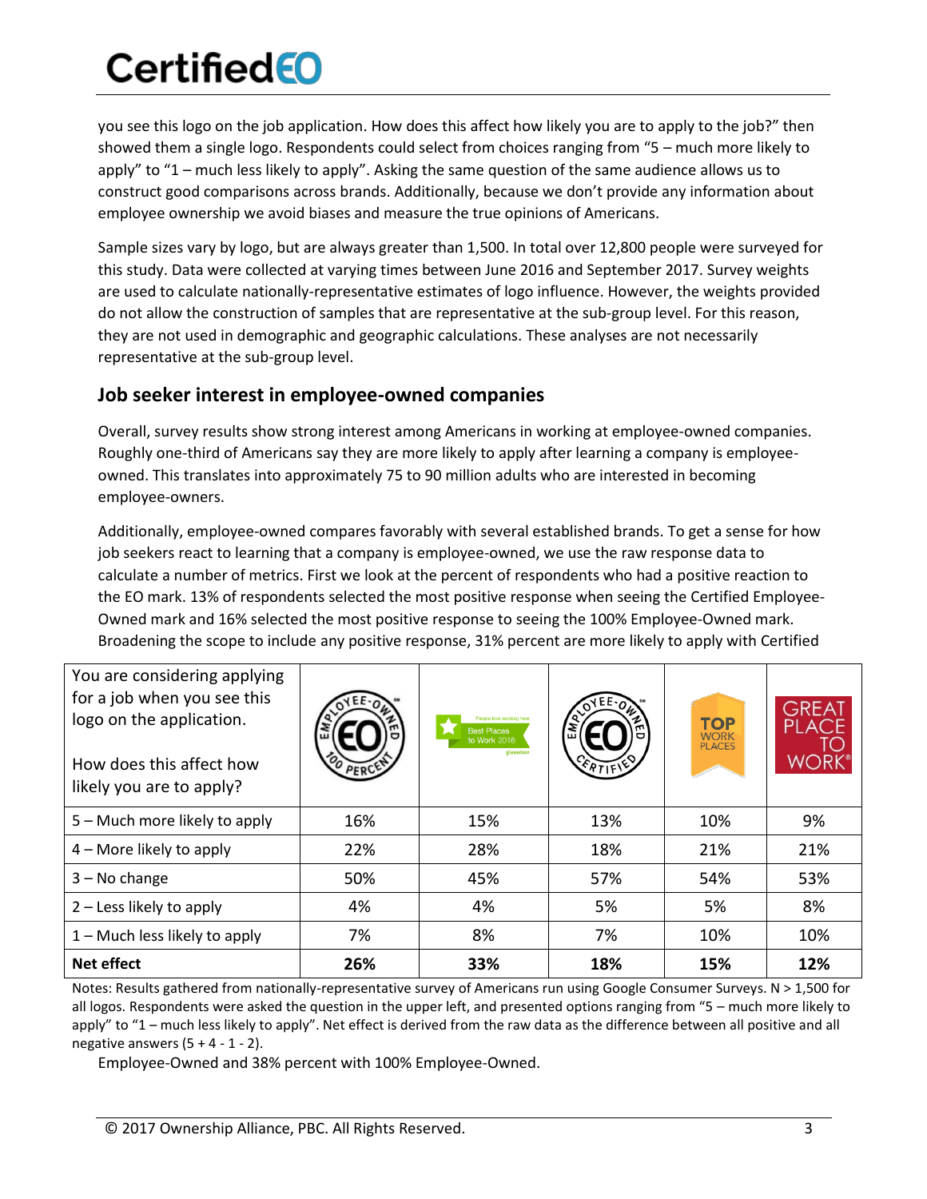you see this logo on the job application. How does this affect how likely you are to apply to the job?" then showed them a single logo. Respondents could select from choices ranging from "5 – much more likely to apply" to "1 – much less likely to apply". Asking the same question of the same audience allows us to construct good comparisons across brands. Additionally, because we don't provide any information about employee ownership we avoid biases and measure the true opinions of Americans.

Sample sizes vary by logo, but are always greater than 1,500. In total over 12,800 people were surveyed for this study. Data were collected at varying times between June 2016 and September 2017. Survey weights are used to calculate nationally-representative estimates of logo influence. However, the weights provided do not allow the construction of samples that are representative at the sub-group level. For this reason, they are not used in demographic and geographic calculations. These analyses are not necessarily representative at the sub-group level.

## Job seeker interest in employee-owned companies

Overall, survey results show strong interest among Americans in working at employee-owned companies. Roughly one-third of Americans say they are more likely to apply after learning a company is employee-owned. This translates into approximately 75 to 90 million adults who are interested in becoming employee-owners.

Additionally, employee-owned compares favorably with several established brands. To get a sense for how job seekers react to learning that a company is employee-owned, we use the raw response data to calculate a number of metrics. First we look at the percent of respondents who had a positive reaction to the EO mark. 13% of respondents selected the most positive response when seeing the Certified Employee-Owned mark and 16% selected the most positive response to seeing the 100% Employee-Owned mark. Broadening the scope to include any positive response, 31% percent are more likely to apply with Certified Employee-Owned and 38% percent with 100% Employee-Owned.

| You are considering applying for a job when you see this logo on the application. How does this affect how likely you are to apply? | Employee-Owned 100 Percent | Glassdoor Best Places to Work 2016 | Employee-Owned Certified | Top Work Places | Great Place to Work |
|---|---|---|---|---|---|
| 5 – Much more likely to apply | 16% | 15% | 13% | 10% | 9% |
| 4 – More likely to apply | 22% | 28% | 18% | 21% | 21% |
| 3 – No change | 50% | 45% | 57% | 54% | 53% |
| 2 – Less likely to apply | 4% | 4% | 5% | 5% | 8% |
| 1 – Much less likely to apply | 7% | 8% | 7% | 10% | 10% |
| **Net effect** | **26%** | **33%** | **18%** | **15%** | **12%** |

Notes: Results gathered from nationally-representative survey of Americans run using Google Consumer Surveys. N > 1,500 for all logos. Respondents were asked the question in the upper left, and presented options ranging from "5 – much more likely to apply" to "1 – much less likely to apply". Net effect is derived from the raw data as the difference between all positive and all negative answers (5 + 4 - 1 - 2).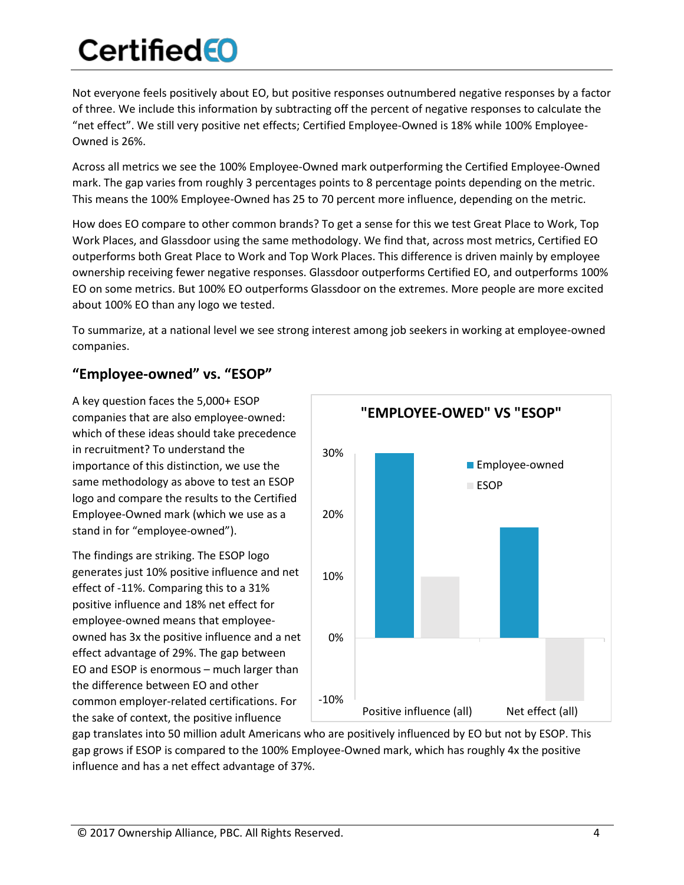Not everyone feels positively about EO, but positive responses outnumbered negative responses by a factor of three. We include this information by subtracting off the percent of negative responses to calculate the "net effect". We still very positive net effects; Certified Employee-Owned is 18% while 100% Employee-Owned is 26%.

Across all metrics we see the 100% Employee-Owned mark outperforming the Certified Employee-Owned mark. The gap varies from roughly 3 percentages points to 8 percentage points depending on the metric. This means the 100% Employee-Owned has 25 to 70 percent more influence, depending on the metric.

How does EO compare to other common brands? To get a sense for this we test Great Place to Work, Top Work Places, and Glassdoor using the same methodology. We find that, across most metrics, Certified EO outperforms both Great Place to Work and Top Work Places. This difference is driven mainly by employee ownership receiving fewer negative responses. Glassdoor outperforms Certified EO, and outperforms 100% EO on some metrics. But 100% EO outperforms Glassdoor on the extremes. More people are more excited about 100% EO than any logo we tested.

To summarize, at a national level we see strong interest among job seekers in working at employee-owned companies.

## "Employee-owned" vs. "ESOP"

A key question faces the 5,000+ ESOP companies that are also employee-owned: which of these ideas should take precedence in recruitment? To understand the importance of this distinction, we use the same methodology as above to test an ESOP logo and compare the results to the Certified Employee-Owned mark (which we use as a stand in for "employee-owned").

The findings are striking. The ESOP logo generates just 10% positive influence and net effect of -11%. Comparing this to a 31% positive influence and 18% net effect for employee-owned means that employee-owned has 3x the positive influence and a net effect advantage of 29%. The gap between EO and ESOP is enormous – much larger than the difference between EO and other common employer-related certifications. For the sake of context, the positive influence gap translates into 50 million adult Americans who are positively influenced by EO but not by ESOP. This gap grows if ESOP is compared to the 100% Employee-Owned mark, which has roughly 4x the positive influence and has a net effect advantage of 37%.

**"EMPLOYEE-OWED" VS "ESOP"**

| | Employee-owned | ESOP |
|---|---|---|
| Positive influence (all) | 30% | 10% |
| Net effect (all) | 18% | -10% |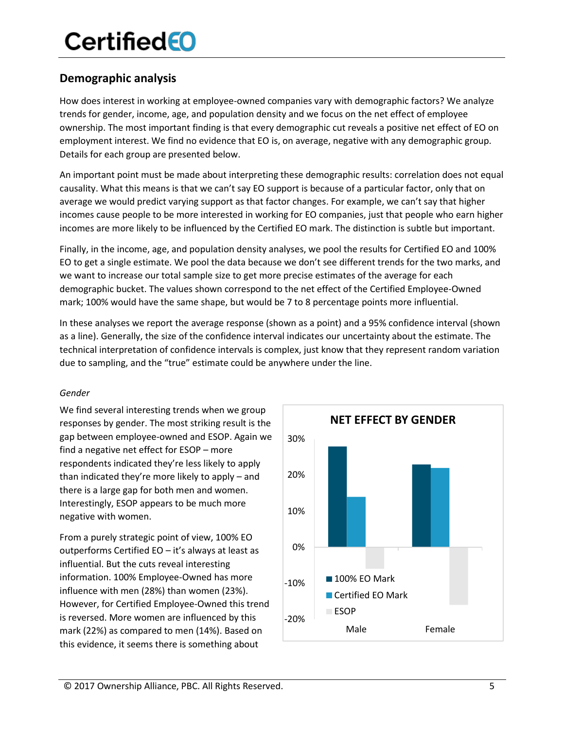## Demographic analysis

How does interest in working at employee-owned companies vary with demographic factors? We analyze trends for gender, income, age, and population density and we focus on the net effect of employee ownership. The most important finding is that every demographic cut reveals a positive net effect of EO on employment interest. We find no evidence that EO is, on average, negative with any demographic group. Details for each group are presented below.

An important point must be made about interpreting these demographic results: correlation does not equal causality. What this means is that we can't say EO support is because of a particular factor, only that on average we would predict varying support as that factor changes. For example, we can't say that higher incomes cause people to be more interested in working for EO companies, just that people who earn higher incomes are more likely to be influenced by the Certified EO mark. The distinction is subtle but important.

Finally, in the income, age, and population density analyses, we pool the results for Certified EO and 100% EO to get a single estimate. We pool the data because we don't see different trends for the two marks, and we want to increase our total sample size to get more precise estimates of the average for each demographic bucket. The values shown correspond to the net effect of the Certified Employee-Owned mark; 100% would have the same shape, but would be 7 to 8 percentage points more influential.

In these analyses we report the average response (shown as a point) and a 95% confidence interval (shown as a line). Generally, the size of the confidence interval indicates our uncertainty about the estimate. The technical interpretation of confidence intervals is complex, just know that they represent random variation due to sampling, and the "true" estimate could be anywhere under the line.

*Gender*

We find several interesting trends when we group responses by gender. The most striking result is the gap between employee-owned and ESOP. Again we find a negative net effect for ESOP – more respondents indicated they're less likely to apply than indicated they're more likely to apply – and there is a large gap for both men and women. Interestingly, ESOP appears to be much more negative with women.

**NET EFFECT BY GENDER**

| | 100% EO Mark | Certified EO Mark | ESOP |
|---|---|---|---|
| Male | 28% | 14% | approx. -6% |
| Female | 23% | 22% | approx. -16% |

From a purely strategic point of view, 100% EO outperforms Certified EO – it's always at least as influential. But the cuts reveal interesting information. 100% Employee-Owned has more influence with men (28%) than women (23%). However, for Certified Employee-Owned this trend is reversed. More women are influenced by this mark (22%) as compared to men (14%). Based on this evidence, it seems there is something about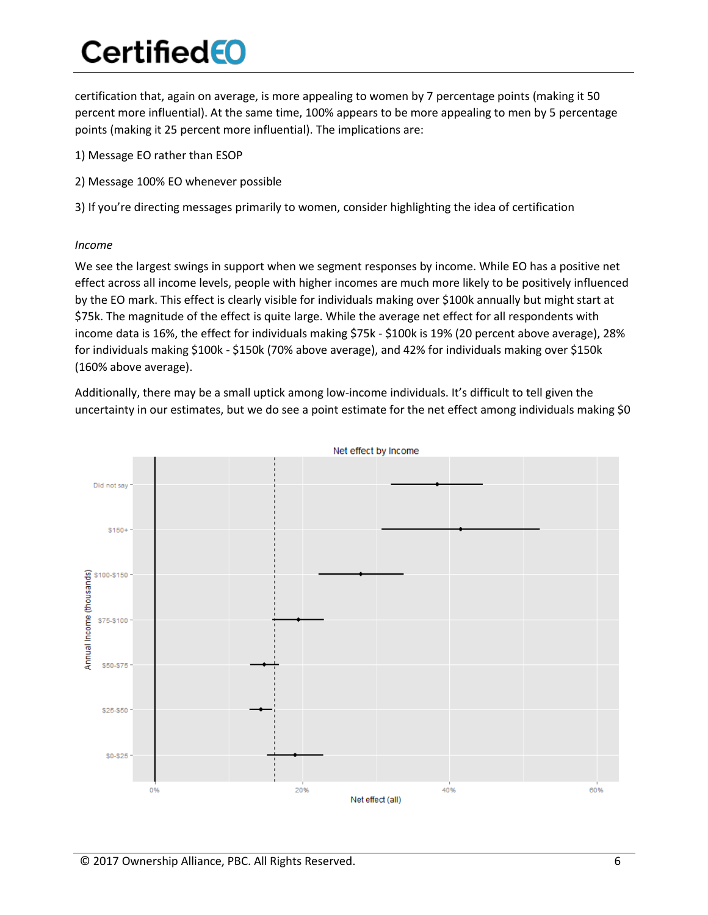certification that, again on average, is more appealing to women by 7 percentage points (making it 50 percent more influential). At the same time, 100% appears to be more appealing to men by 5 percentage points (making it 25 percent more influential). The implications are:

1) Message EO rather than ESOP

2) Message 100% EO whenever possible

3) If you're directing messages primarily to women, consider highlighting the idea of certification

*Income*

We see the largest swings in support when we segment responses by income. While EO has a positive net effect across all income levels, people with higher incomes are much more likely to be positively influenced by the EO mark. This effect is clearly visible for individuals making over $100k annually but might start at $75k. The magnitude of the effect is quite large. While the average net effect for all respondents with income data is 16%, the effect for individuals making $75k - $100k is 19% (20 percent above average), 28% for individuals making $100k - $150k (70% above average), and 42% for individuals making over $150k (160% above average).

Additionally, there may be a small uptick among low-income individuals. It's difficult to tell given the uncertainty in our estimates, but we do see a point estimate for the net effect among individuals making $0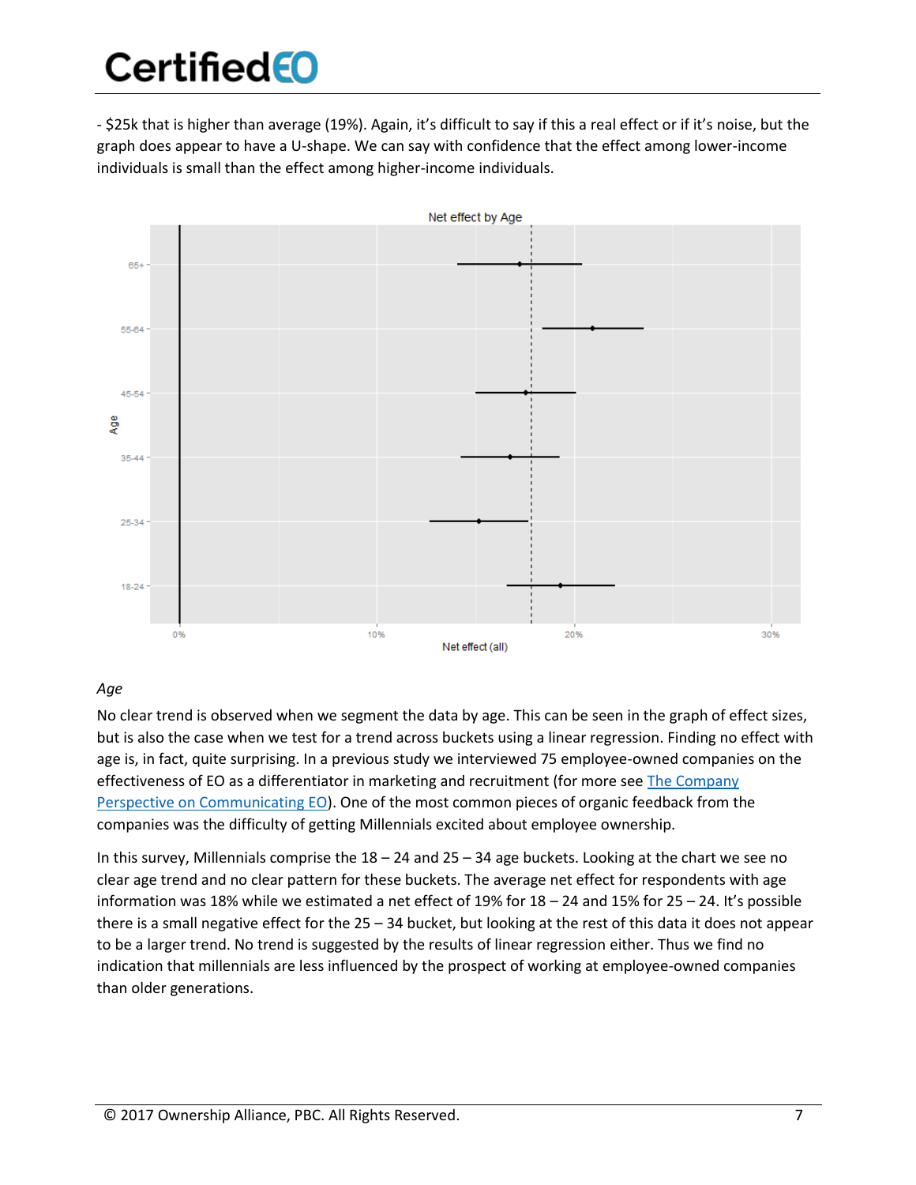- $25k that is higher than average (19%). Again, it's difficult to say if this a real effect or if it's noise, but the graph does appear to have a U-shape. We can say with confidence that the effect among lower-income individuals is small than the effect among higher-income individuals.

*Age*

No clear trend is observed when we segment the data by age. This can be seen in the graph of effect sizes, but is also the case when we test for a trend across buckets using a linear regression. Finding no effect with age is, in fact, quite surprising. In a previous study we interviewed 75 employee-owned companies on the effectiveness of EO as a differentiator in marketing and recruitment (for more see The Company Perspective on Communicating EO). One of the most common pieces of organic feedback from the companies was the difficulty of getting Millennials excited about employee ownership.

In this survey, Millennials comprise the 18 – 24 and 25 – 34 age buckets. Looking at the chart we see no clear age trend and no clear pattern for these buckets. The average net effect for respondents with age information was 18% while we estimated a net effect of 19% for 18 – 24 and 15% for 25 – 24. It's possible there is a small negative effect for the 25 – 34 bucket, but looking at the rest of this data it does not appear to be a larger trend. No trend is suggested by the results of linear regression either. Thus we find no indication that millennials are less influenced by the prospect of working at employee-owned companies than older generations.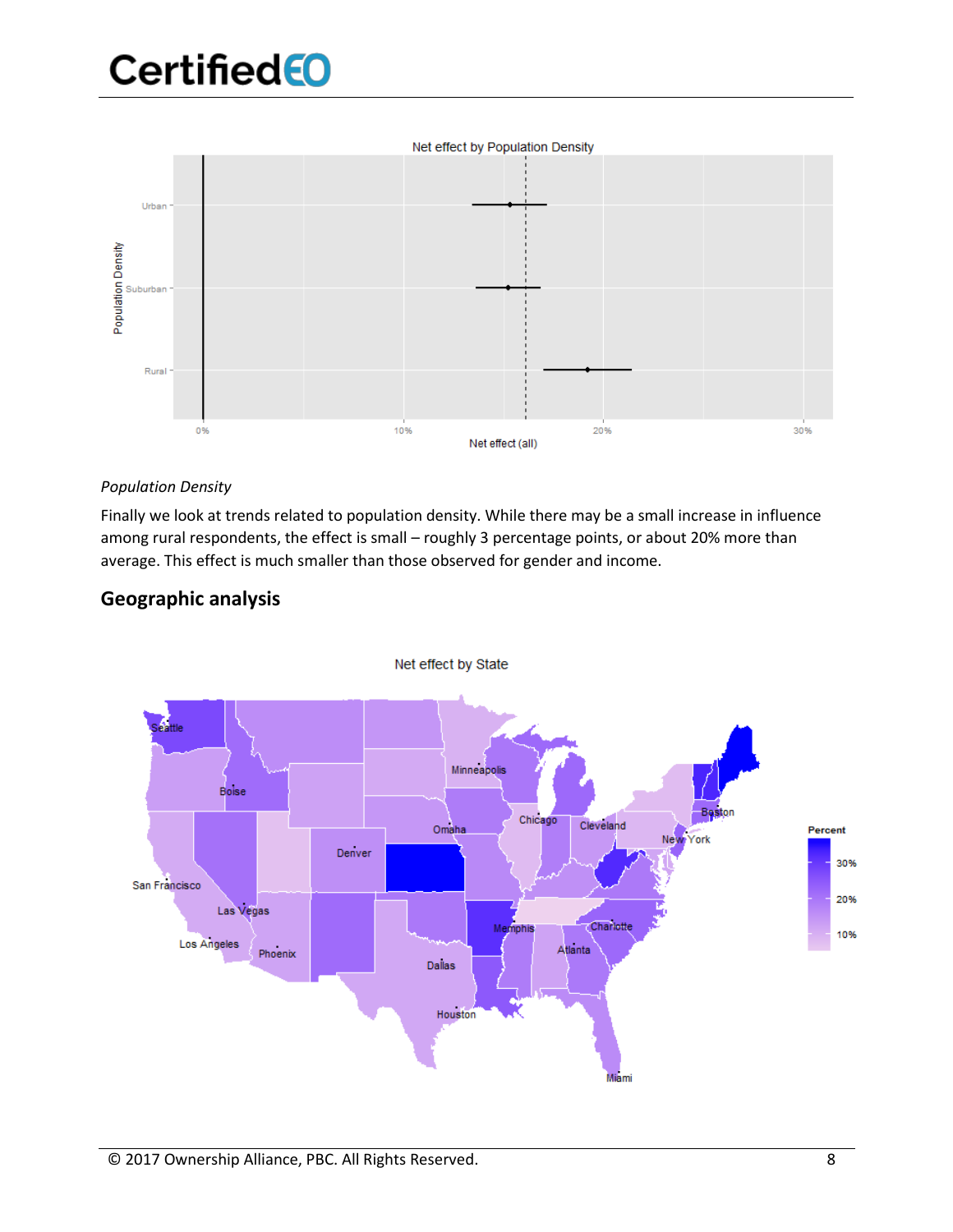*Population Density*

Finally we look at trends related to population density. While there may be a small increase in influence among rural respondents, the effect is small – roughly 3 percentage points, or about 20% more than average. This effect is much smaller than those observed for gender and income.

## Geographic analysis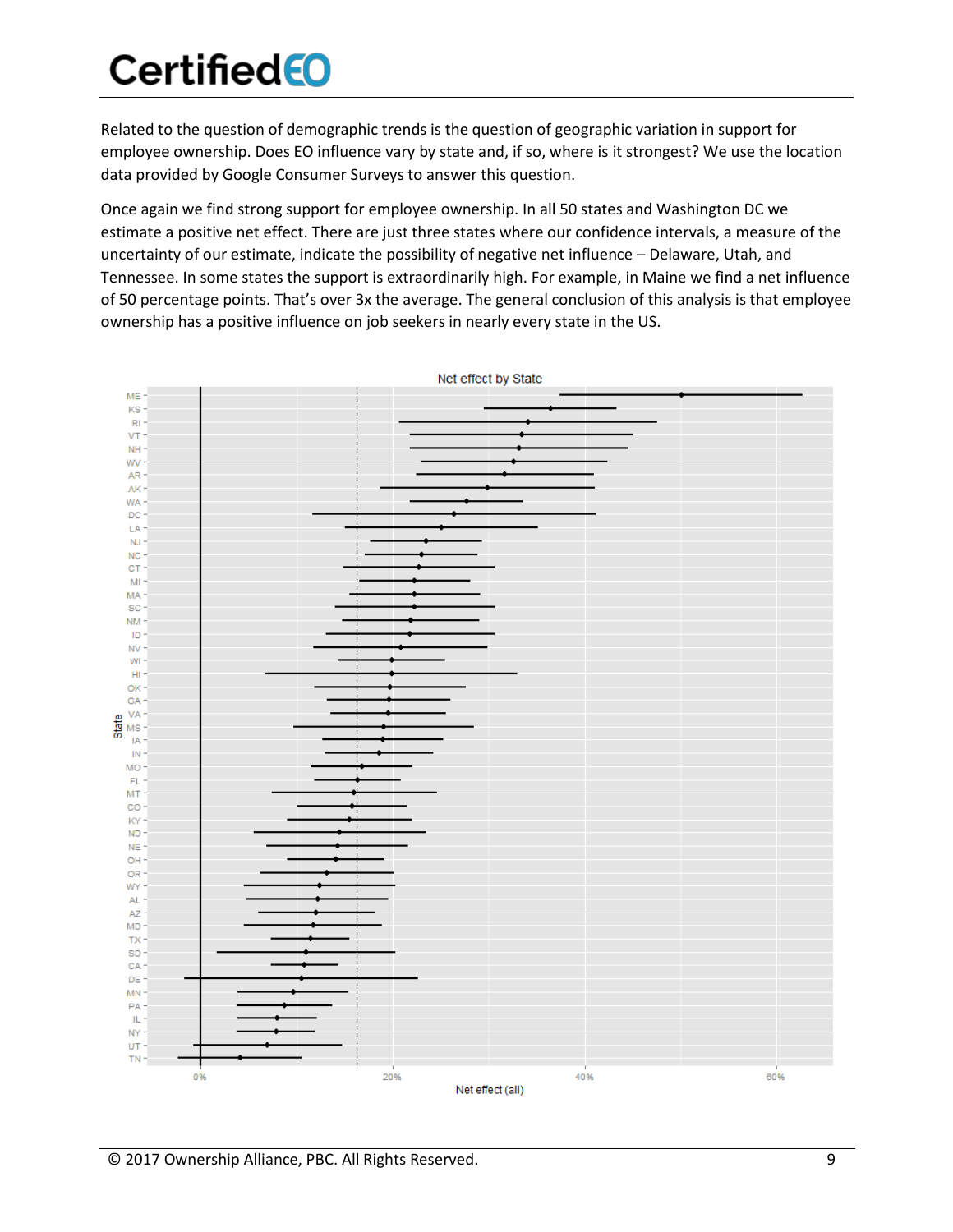Related to the question of demographic trends is the question of geographic variation in support for employee ownership. Does EO influence vary by state and, if so, where is it strongest? We use the location data provided by Google Consumer Surveys to answer this question.

Once again we find strong support for employee ownership. In all 50 states and Washington DC we estimate a positive net effect. There are just three states where our confidence intervals, a measure of the uncertainty of our estimate, indicate the possibility of negative net influence – Delaware, Utah, and Tennessee. In some states the support is extraordinarily high. For example, in Maine we find a net influence of 50 percentage points. That's over 3x the average. The general conclusion of this analysis is that employee ownership has a positive influence on job seekers in nearly every state in the US.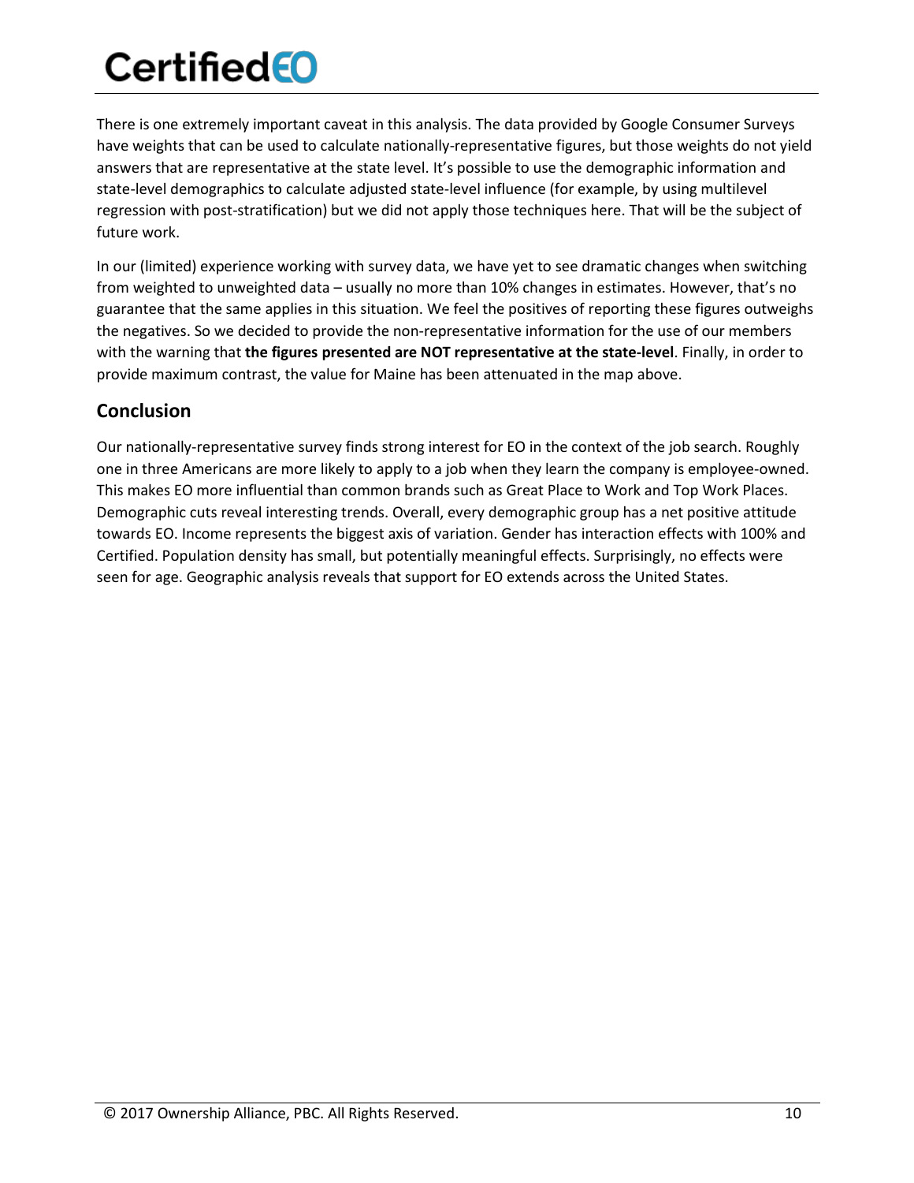There is one extremely important caveat in this analysis. The data provided by Google Consumer Surveys have weights that can be used to calculate nationally-representative figures, but those weights do not yield answers that are representative at the state level. It's possible to use the demographic information and state-level demographics to calculate adjusted state-level influence (for example, by using multilevel regression with post-stratification) but we did not apply those techniques here. That will be the subject of future work.

In our (limited) experience working with survey data, we have yet to see dramatic changes when switching from weighted to unweighted data – usually no more than 10% changes in estimates. However, that's no guarantee that the same applies in this situation. We feel the positives of reporting these figures outweighs the negatives. So we decided to provide the non-representative information for the use of our members with the warning that **the figures presented are NOT representative at the state-level**. Finally, in order to provide maximum contrast, the value for Maine has been attenuated in the map above.

## Conclusion

Our nationally-representative survey finds strong interest for EO in the context of the job search. Roughly one in three Americans are more likely to apply to a job when they learn the company is employee-owned. This makes EO more influential than common brands such as Great Place to Work and Top Work Places. Demographic cuts reveal interesting trends. Overall, every demographic group has a net positive attitude towards EO. Income represents the biggest axis of variation. Gender has interaction effects with 100% and Certified. Population density has small, but potentially meaningful effects. Surprisingly, no effects were seen for age. Geographic analysis reveals that support for EO extends across the United States.